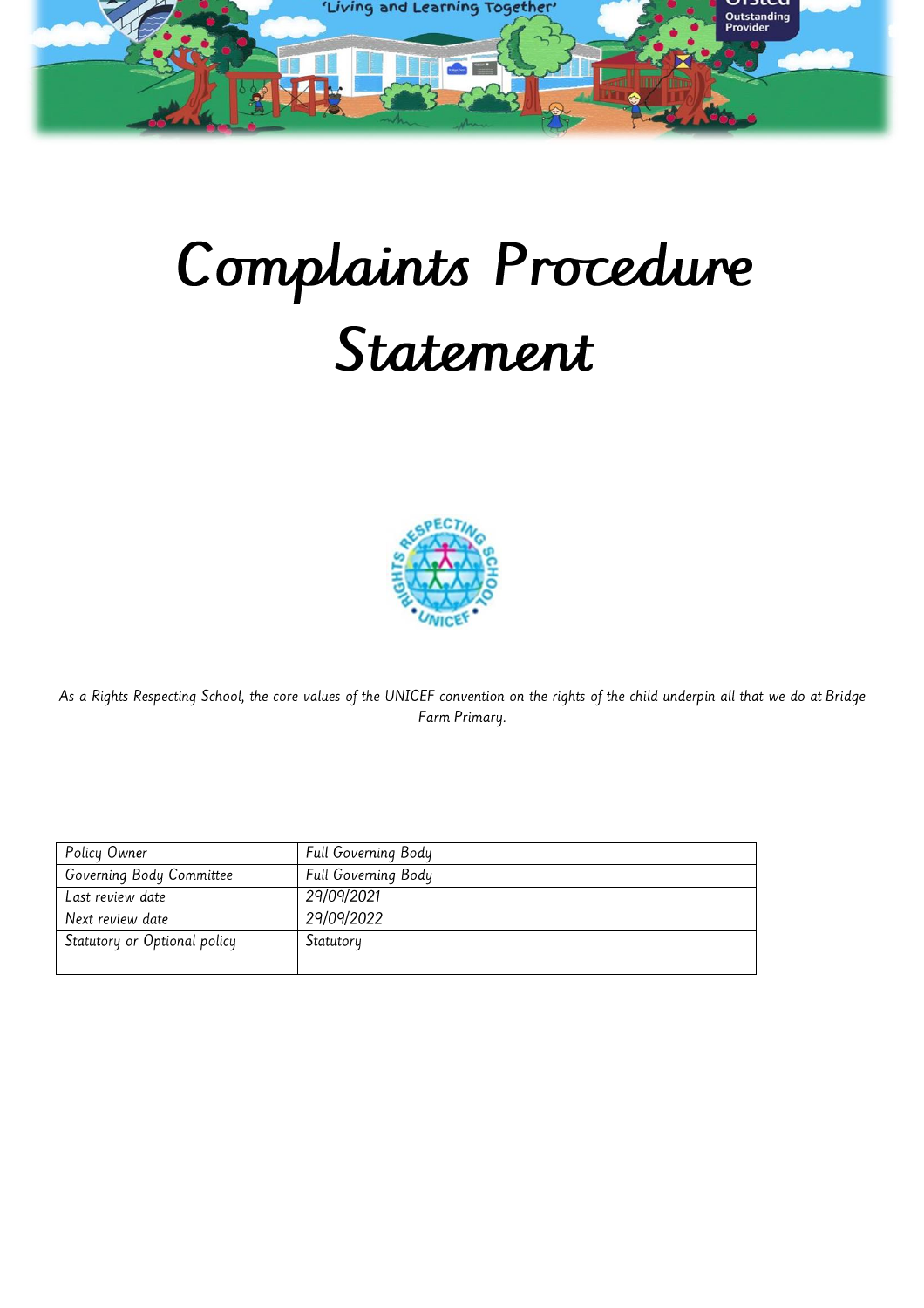# Complaints Procedure Statement

*As a Rights Respecting School, the core values of the UNICEF convention on the rights of the child underpin all that we do at Bridge Farm Primary.*

| Policy Owner | Full Governing Body |
|---|---|
| Governing Body Committee | Full Governing Body |
| Last review date | 29/09/2021 |
| Next review date | 29/09/2022 |
| Statutory or Optional policy | Statutory |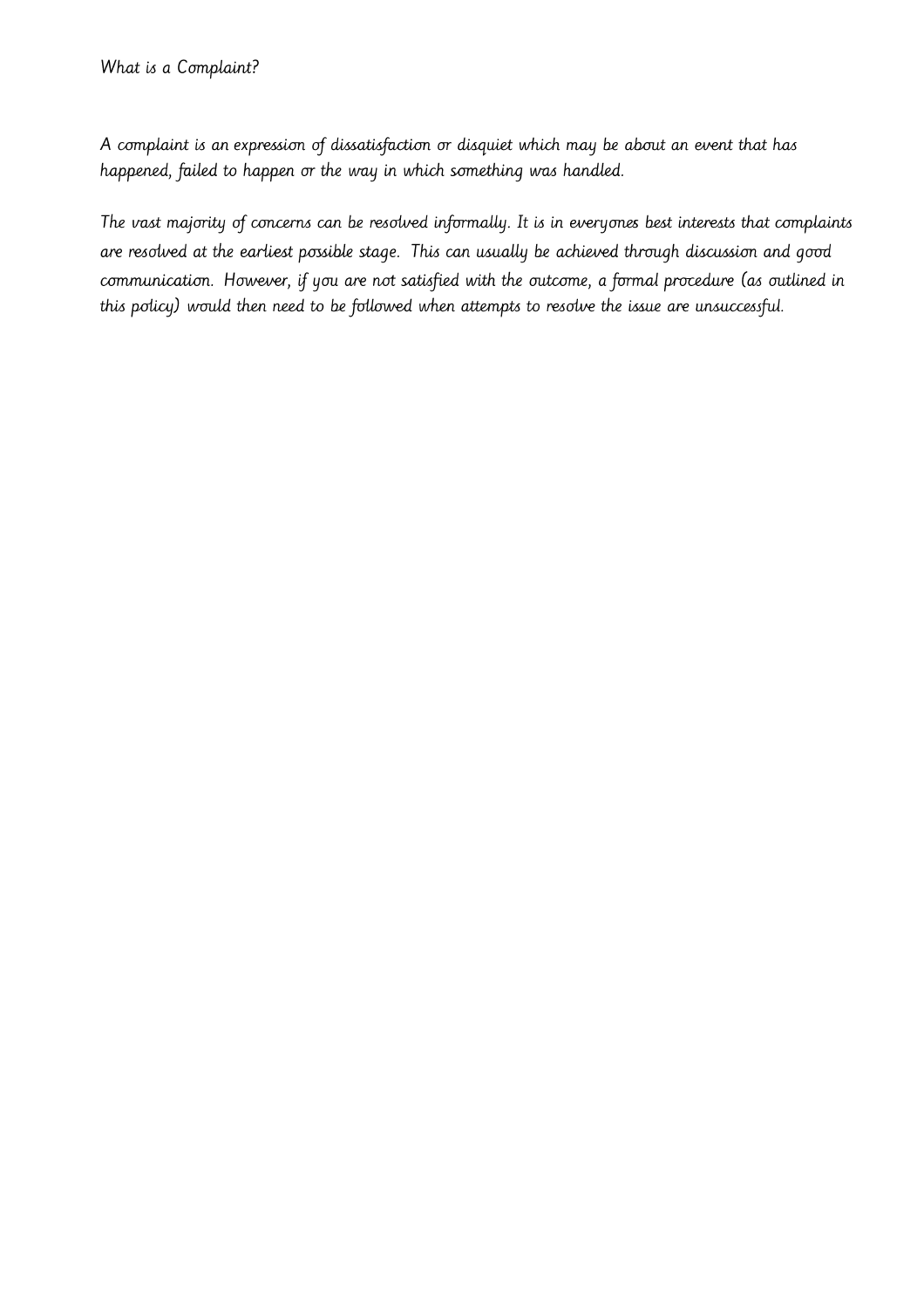## What is a Complaint?

A complaint is an expression of dissatisfaction or disquiet which may be about an event that has happened, failed to happen or the way in which something was handled.

The vast majority of concerns can be resolved informally. It is in everyones best interests that complaints are resolved at the earliest possible stage. This can usually be achieved through discussion and good communication. However, if you are not satisfied with the outcome, a formal procedure (as outlined in this policy) would then need to be followed when attempts to resolve the issue are unsuccessful.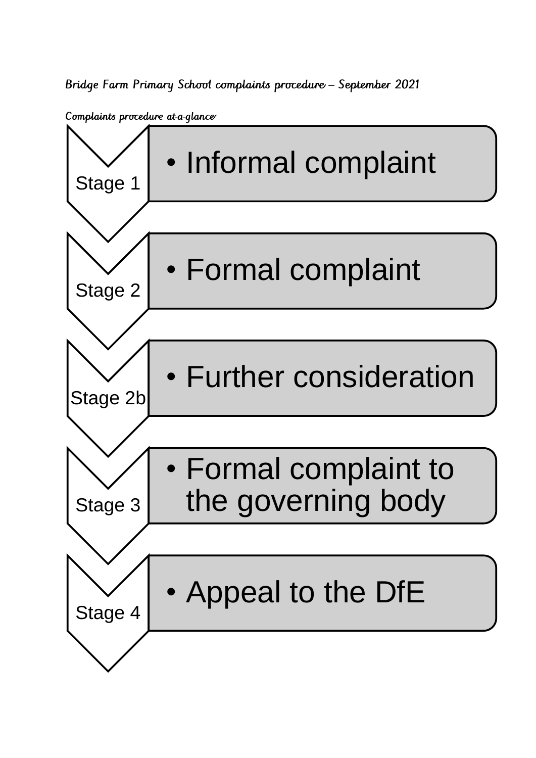Bridge Farm Primary School complaints procedure – September 2021

Complaints procedure at-a-glance

| Stage | |
|---|---|
| Stage 1 | • Informal complaint |
| Stage 2 | • Formal complaint |
| Stage 2b | • Further consideration |
| Stage 3 | • Formal complaint to the governing body |
| Stage 4 | • Appeal to the DfE |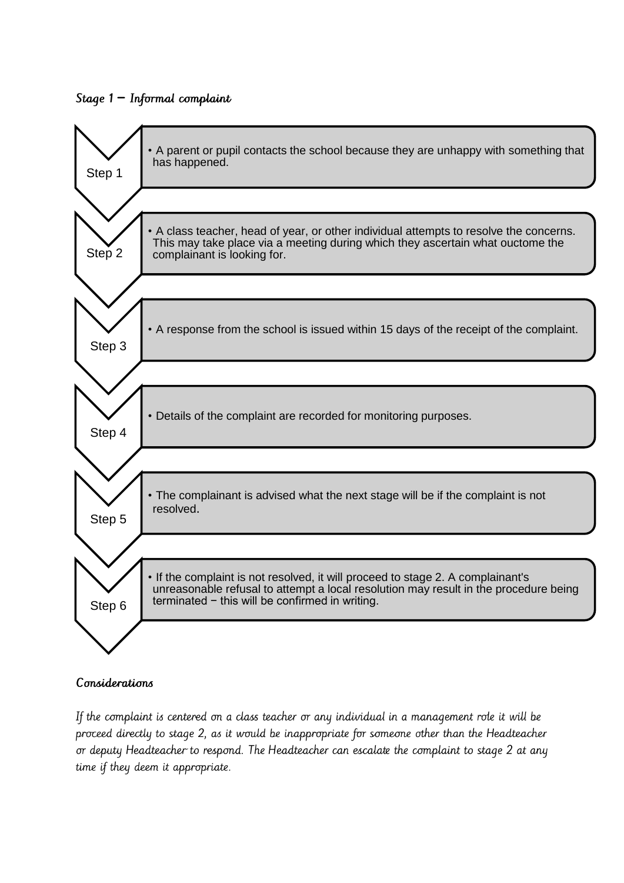## *Stage 1 – Informal complaint*

**Step 1**
- A parent or pupil contacts the school because they are unhappy with something that has happened.

**Step 2**
- A class teacher, head of year, or other individual attempts to resolve the concerns. This may take place via a meeting during which they ascertain what ouctome the complainant is looking for.

**Step 3**
- A response from the school is issued within 15 days of the receipt of the complaint.

**Step 4**
- Details of the complaint are recorded for monitoring purposes.

**Step 5**
- The complainant is advised what the next stage will be if the complaint is not resolved.

**Step 6**
- If the complaint is not resolved, it will proceed to stage 2. A complainant's unreasonable refusal to attempt a local resolution may result in the procedure being terminated − this will be confirmed in writing.

### *Considerations*

*If the complaint is centered on a class teacher or any individual in a management role it will be proceed directly to stage 2, as it would be inappropriate for someone other than the Headteacher or deputy Headteacher to respond. The Headteacher can escalate the complaint to stage 2 at any time if they deem it appropriate.*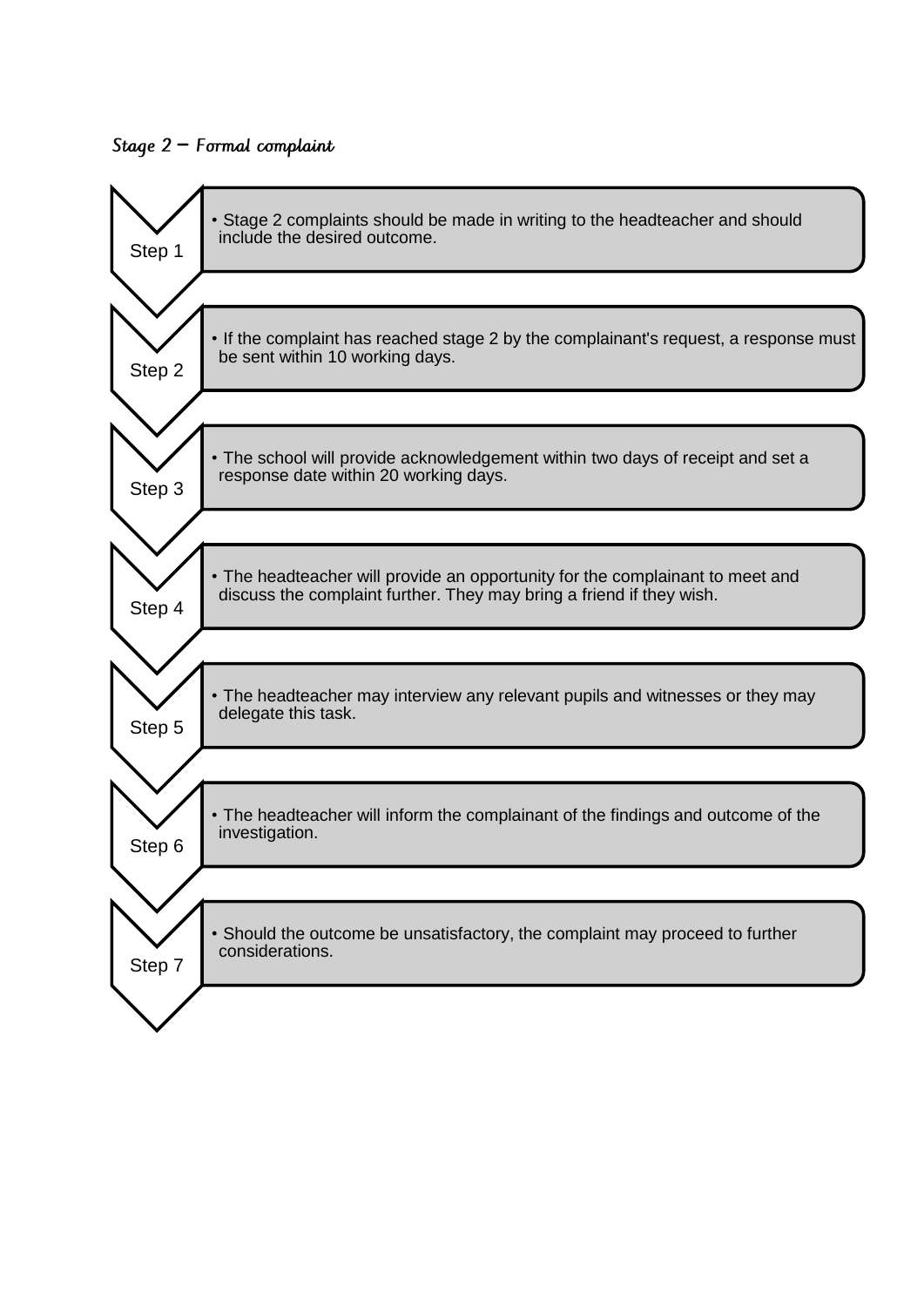## Stage 2 – Formal complaint

**Step 1**

- Stage 2 complaints should be made in writing to the headteacher and should include the desired outcome.

**Step 2**

- If the complaint has reached stage 2 by the complainant's request, a response must be sent within 10 working days.

**Step 3**

- The school will provide acknowledgement within two days of receipt and set a response date within 20 working days.

**Step 4**

- The headteacher will provide an opportunity for the complainant to meet and discuss the complaint further. They may bring a friend if they wish.

**Step 5**

- The headteacher may interview any relevant pupils and witnesses or they may delegate this task.

**Step 6**

- The headteacher will inform the complainant of the findings and outcome of the investigation.

**Step 7**

- Should the outcome be unsatisfactory, the complaint may proceed to further considerations.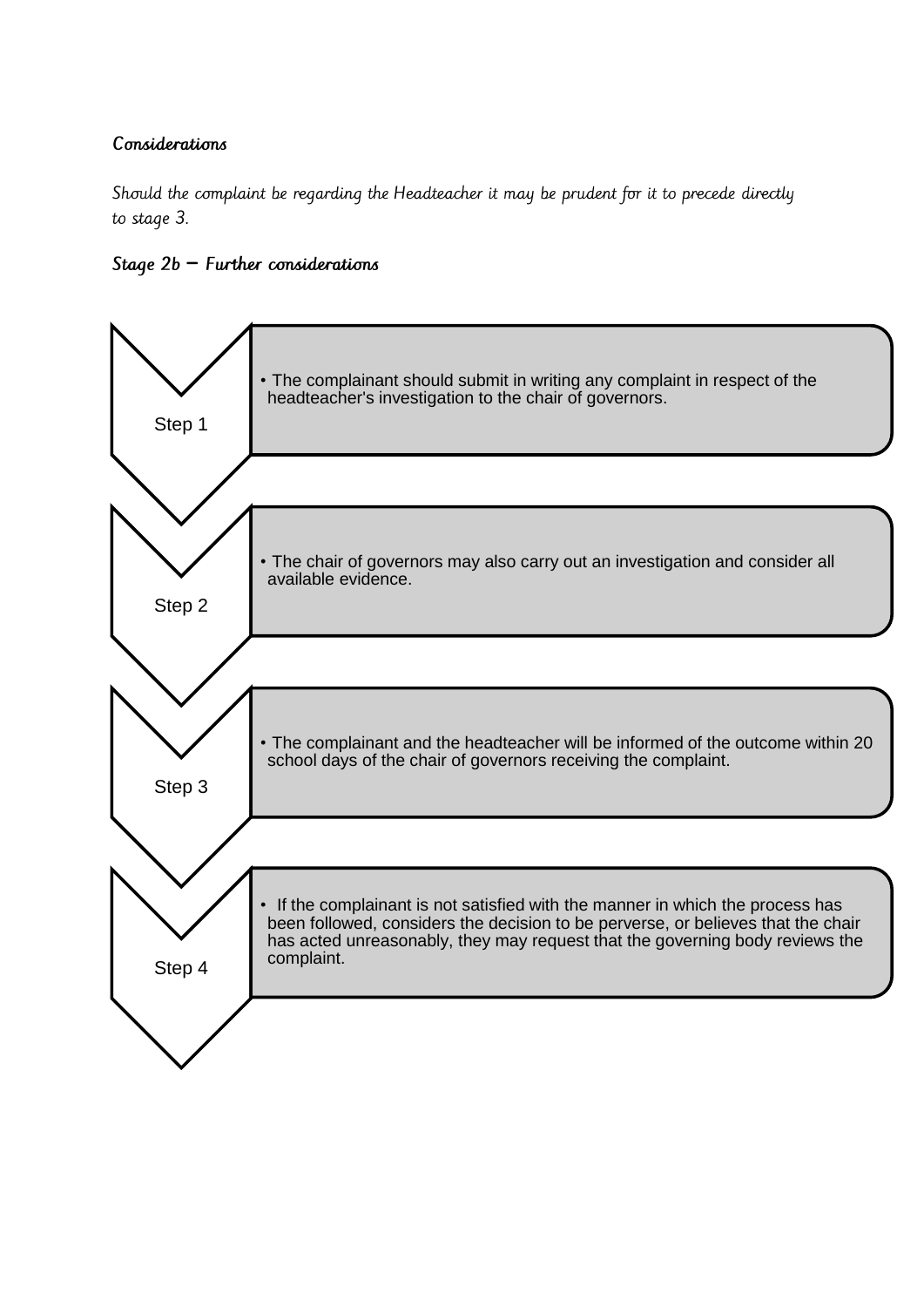### Considerations

*Should the complaint be regarding the Headteacher it may be prudent for it to precede directly to stage 3.*

### *Stage 2b – Further considerations*

**Step 1**

- The complainant should submit in writing any complaint in respect of the headteacher's investigation to the chair of governors.

**Step 2**

- The chair of governors may also carry out an investigation and consider all available evidence.

**Step 3**

- The complainant and the headteacher will be informed of the outcome within 20 school days of the chair of governors receiving the complaint.

**Step 4**

- If the complainant is not satisfied with the manner in which the process has been followed, considers the decision to be perverse, or believes that the chair has acted unreasonably, they may request that the governing body reviews the complaint.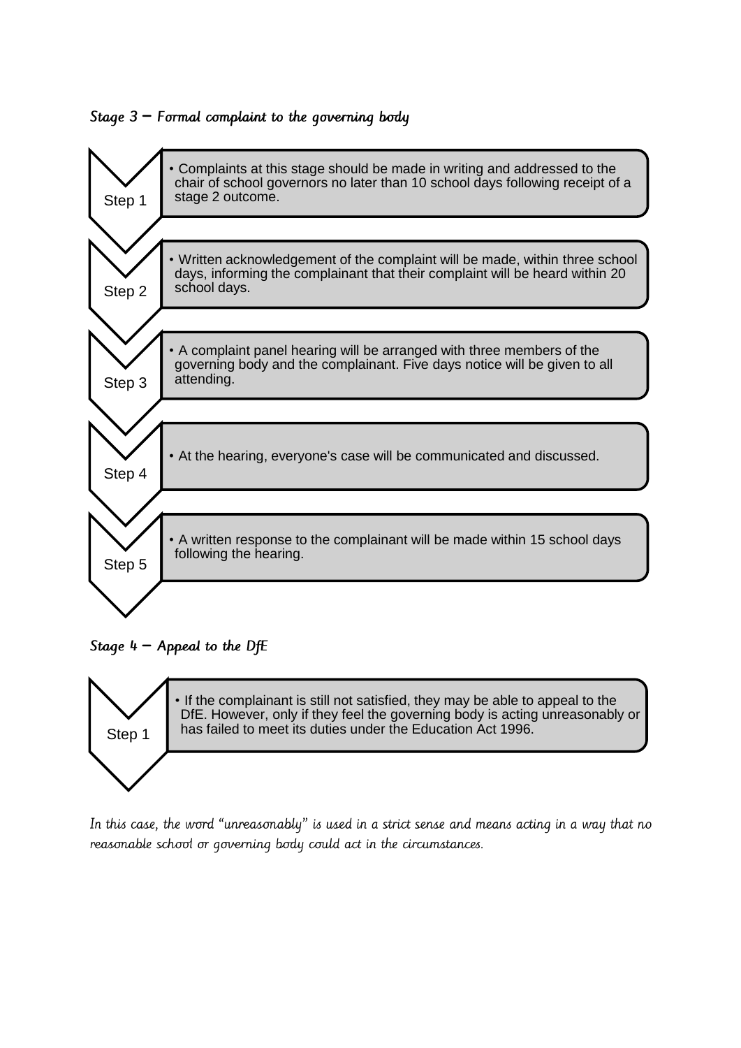## *Stage 3 – Formal complaint to the governing body*

**Step 1**

- Complaints at this stage should be made in writing and addressed to the chair of school governors no later than 10 school days following receipt of a stage 2 outcome.

**Step 2**

- Written acknowledgement of the complaint will be made, within three school days, informing the complainant that their complaint will be heard within 20 school days.

**Step 3**

- A complaint panel hearing will be arranged with three members of the governing body and the complainant. Five days notice will be given to all attending.

**Step 4**

- At the hearing, everyone's case will be communicated and discussed.

**Step 5**

- A written response to the complainant will be made within 15 school days following the hearing.

## *Stage 4 – Appeal to the DfE*

**Step 1**

- If the complainant is still not satisfied, they may be able to appeal to the DfE. However, only if they feel the governing body is acting unreasonably or has failed to meet its duties under the Education Act 1996.

*In this case, the word "unreasonably" is used in a strict sense and means acting in a way that no reasonable school or governing body could act in the circumstances.*